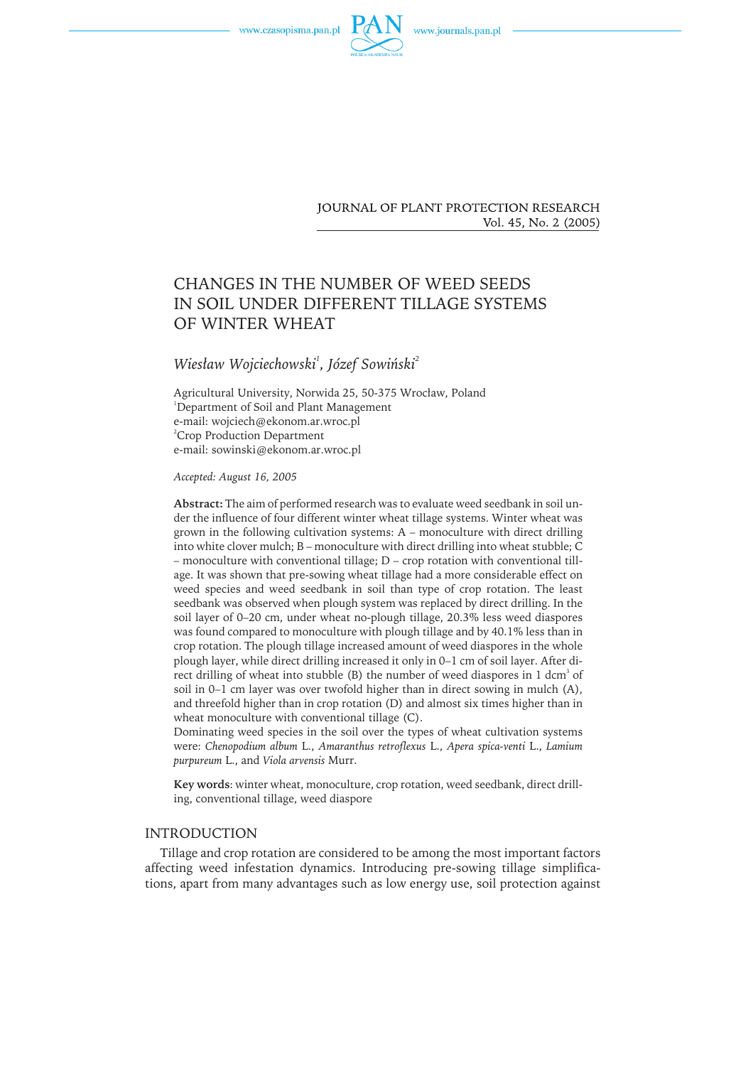JOURNAL OF PLANT PROTECTION RESEARCH
Vol. 45, No. 2 (2005)

# CHANGES IN THE NUMBER OF WEED SEEDS IN SOIL UNDER DIFFERENT TILLAGE SYSTEMS OF WINTER WHEAT

*Wiesław Wojciechowski*[1], *Józef Sowiński*[2]

Agricultural University, Norwida 25, 50-375 Wrocław, Poland
[1]Department of Soil and Plant Management
e-mail: wojciech@ekonom.ar.wroc.pl
[2]Crop Production Department
e-mail: sowinski@ekonom.ar.wroc.pl

*Accepted: August 16, 2005*

**Abstract:** The aim of performed research was to evaluate weed seedbank in soil under the influence of four different winter wheat tillage systems. Winter wheat was grown in the following cultivation systems: A – monoculture with direct drilling into white clover mulch; B – monoculture with direct drilling into wheat stubble; C – monoculture with conventional tillage; D – crop rotation with conventional tillage. It was shown that pre-sowing wheat tillage had a more considerable effect on weed species and weed seedbank in soil than type of crop rotation. The least seedbank was observed when plough system was replaced by direct drilling. In the soil layer of 0–20 cm, under wheat no-plough tillage, 20.3% less weed diaspores was found compared to monoculture with plough tillage and by 40.1% less than in crop rotation. The plough tillage increased amount of weed diaspores in the whole plough layer, while direct drilling increased it only in 0–1 cm of soil layer. After direct drilling of wheat into stubble (B) the number of weed diaspores in 1 dcm$^3$ of soil in 0–1 cm layer was over twofold higher than in direct sowing in mulch (A), and threefold higher than in crop rotation (D) and almost six times higher than in wheat monoculture with conventional tillage (C).
Dominating weed species in the soil over the types of wheat cultivation systems were: *Chenopodium album* L., *Amaranthus retroflexus* L., *Apera spica-venti* L., *Lamium purpureum* L., and *Viola arvensis* Murr.

**Key words**: winter wheat, monoculture, crop rotation, weed seedbank, direct drilling, conventional tillage, weed diaspore

## INTRODUCTION

Tillage and crop rotation are considered to be among the most important factors affecting weed infestation dynamics. Introducing pre-sowing tillage simplifications, apart from many advantages such as low energy use, soil protection against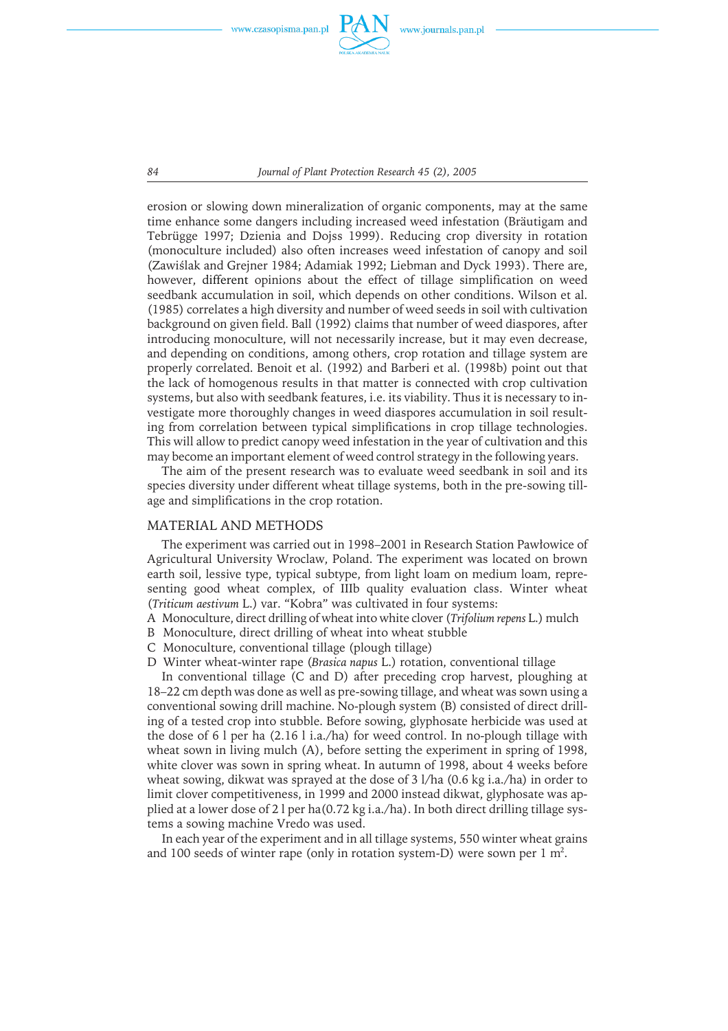erosion or slowing down mineralization of organic components, may at the same time enhance some dangers including increased weed infestation (Bräutigam and Tebrügge 1997; Dzienia and Dojss 1999). Reducing crop diversity in rotation (monoculture included) also often increases weed infestation of canopy and soil (Zawiślak and Grejner 1984; Adamiak 1992; Liebman and Dyck 1993). There are, however, different opinions about the effect of tillage simplification on weed seedbank accumulation in soil, which depends on other conditions. Wilson et al. (1985) correlates a high diversity and number of weed seeds in soil with cultivation background on given field. Ball (1992) claims that number of weed diaspores, after introducing monoculture, will not necessarily increase, but it may even decrease, and depending on conditions, among others, crop rotation and tillage system are properly correlated. Benoit et al. (1992) and Barberi et al. (1998b) point out that the lack of homogenous results in that matter is connected with crop cultivation systems, but also with seedbank features, i.e. its viability. Thus it is necessary to investigate more thoroughly changes in weed diaspores accumulation in soil resulting from correlation between typical simplifications in crop tillage technologies. This will allow to predict canopy weed infestation in the year of cultivation and this may become an important element of weed control strategy in the following years.

The aim of the present research was to evaluate weed seedbank in soil and its species diversity under different wheat tillage systems, both in the pre-sowing tillage and simplifications in the crop rotation.

## MATERIAL AND METHODS

The experiment was carried out in 1998–2001 in Research Station Pawłowice of Agricultural University Wroclaw, Poland. The experiment was located on brown earth soil, lessive type, typical subtype, from light loam on medium loam, representing good wheat complex, of IIIb quality evaluation class. Winter wheat (*Triticum aestivum* L.) var. "Kobra" was cultivated in four systems:

A Monoculture, direct drilling of wheat into white clover (*Trifolium repens* L.) mulch
B Monoculture, direct drilling of wheat into wheat stubble
C Monoculture, conventional tillage (plough tillage)
D Winter wheat-winter rape (*Brasica napus* L.) rotation, conventional tillage

In conventional tillage (C and D) after preceding crop harvest, ploughing at 18–22 cm depth was done as well as pre-sowing tillage, and wheat was sown using a conventional sowing drill machine. No-plough system (B) consisted of direct drilling of a tested crop into stubble. Before sowing, glyphosate herbicide was used at the dose of 6 l per ha (2.16 l i.a./ha) for weed control. In no-plough tillage with wheat sown in living mulch (A), before setting the experiment in spring of 1998, white clover was sown in spring wheat. In autumn of 1998, about 4 weeks before wheat sowing, dikwat was sprayed at the dose of 3 l/ha (0.6 kg i.a./ha) in order to limit clover competitiveness, in 1999 and 2000 instead dikwat, glyphosate was applied at a lower dose of 2 l per ha(0.72 kg i.a./ha). In both direct drilling tillage systems a sowing machine Vredo was used.

In each year of the experiment and in all tillage systems, 550 winter wheat grains and 100 seeds of winter rape (only in rotation system-D) were sown per 1 $m^2$.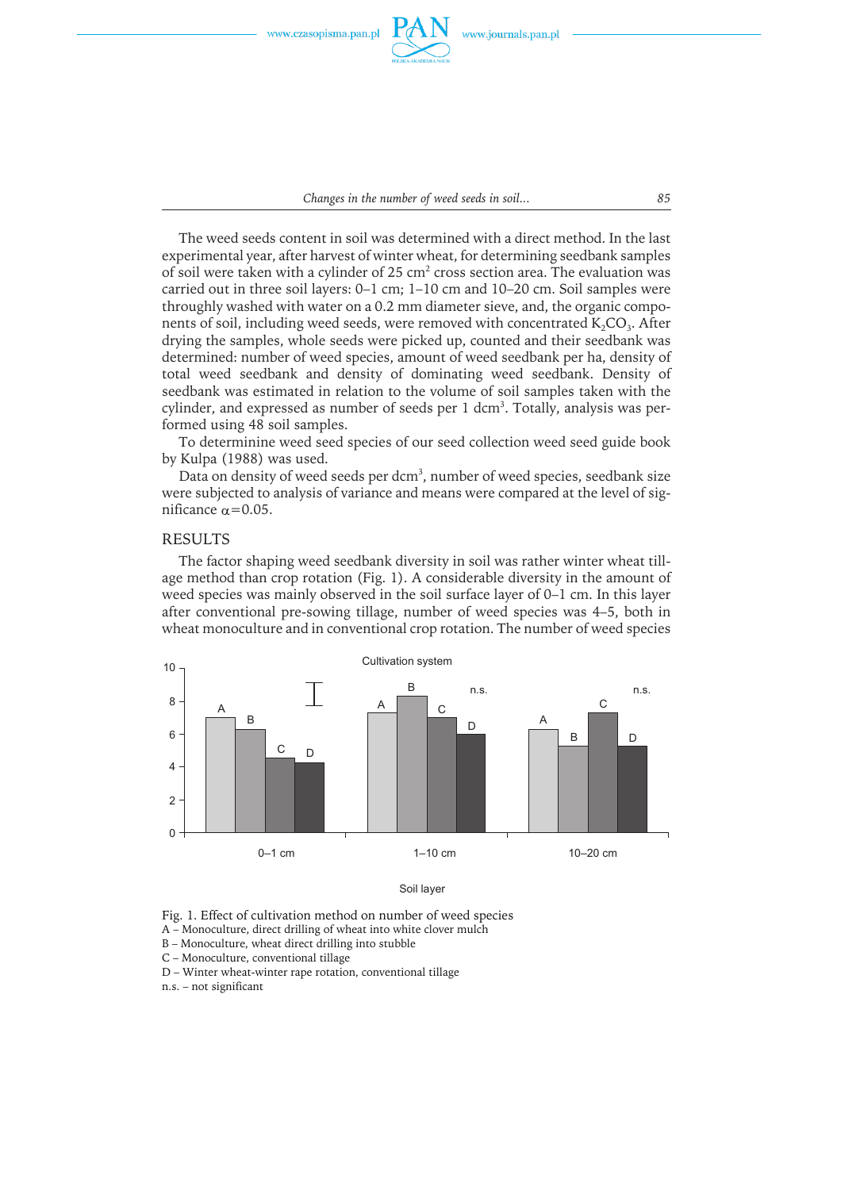The weed seeds content in soil was determined with a direct method. In the last experimental year, after harvest of winter wheat, for determining seedbank samples of soil were taken with a cylinder of 25 cm$^2$ cross section area. The evaluation was carried out in three soil layers: 0–1 cm; 1–10 cm and 10–20 cm. Soil samples were throughly washed with water on a 0.2 mm diameter sieve, and, the organic components of soil, including weed seeds, were removed with concentrated $K_2CO_3$. After drying the samples, whole seeds were picked up, counted and their seedbank was determined: number of weed species, amount of weed seedbank per ha, density of total weed seedbank and density of dominating weed seedbank. Density of seedbank was estimated in relation to the volume of soil samples taken with the cylinder, and expressed as number of seeds per 1 dcm$^3$. Totally, analysis was performed using 48 soil samples.

To determinine weed seed species of our seed collection weed seed guide book by Kulpa (1988) was used.

Data on density of weed seeds per dcm$^3$, number of weed species, seedbank size were subjected to analysis of variance and means were compared at the level of significance $\alpha$=0.05.

## RESULTS

The factor shaping weed seedbank diversity in soil was rather winter wheat tillage method than crop rotation (Fig. 1). A considerable diversity in the amount of weed species was mainly observed in the soil surface layer of 0–1 cm. In this layer after conventional pre-sowing tillage, number of weed species was 4–5, both in wheat monoculture and in conventional crop rotation. The number of weed species

Fig. 1. Effect of cultivation method on number of weed species
A – Monoculture, direct drilling of wheat into white clover mulch
B – Monoculture, wheat direct drilling into stubble
C – Monoculture, conventional tillage
D – Winter wheat-winter rape rotation, conventional tillage
n.s. – not significant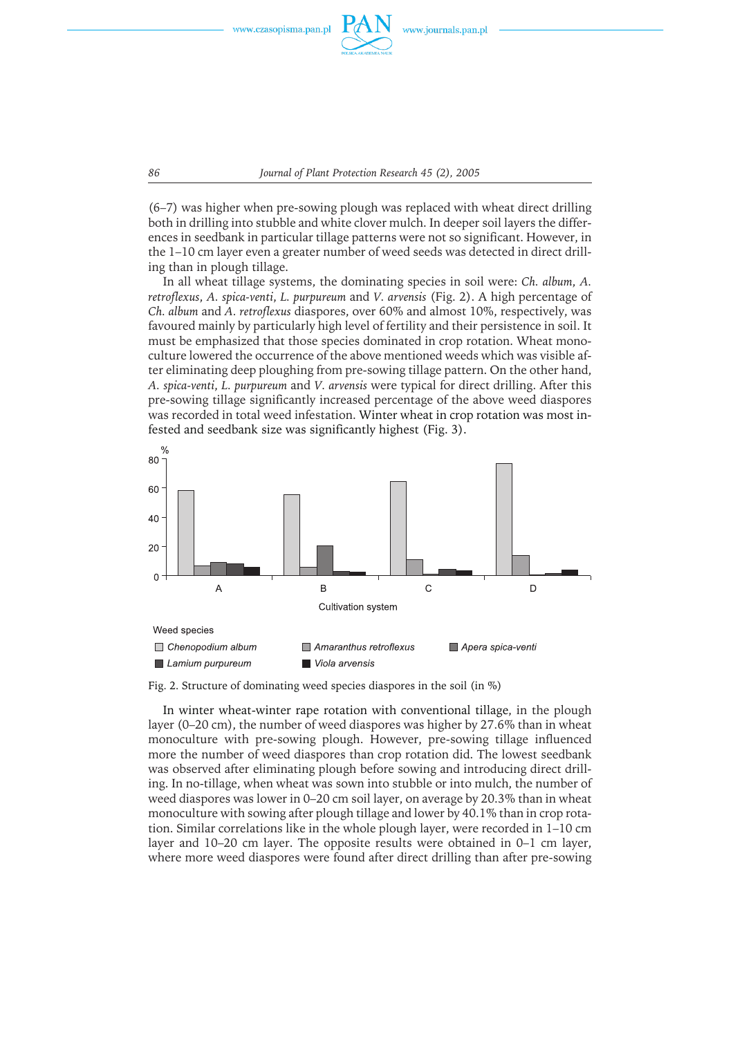(6–7) was higher when pre-sowing plough was replaced with wheat direct drilling both in drilling into stubble and white clover mulch. In deeper soil layers the differences in seedbank in particular tillage patterns were not so significant. However, in the 1–10 cm layer even a greater number of weed seeds was detected in direct drilling than in plough tillage.

In all wheat tillage systems, the dominating species in soil were: *Ch. album*, *A. retroflexus*, *A. spica-venti*, *L. purpureum* and *V. arvensis* (Fig. 2). A high percentage of *Ch. album* and *A. retroflexus* diaspores, over 60% and almost 10%, respectively, was favoured mainly by particularly high level of fertility and their persistence in soil. It must be emphasized that those species dominated in crop rotation. Wheat monoculture lowered the occurrence of the above mentioned weeds which was visible after eliminating deep ploughing from pre-sowing tillage pattern. On the other hand, *A. spica-venti*, *L. purpureum* and *V. arvensis* were typical for direct drilling. After this pre-sowing tillage significantly increased percentage of the above weed diaspores was recorded in total weed infestation. Winter wheat in crop rotation was most infested and seedbank size was significantly highest (Fig. 3).

Fig. 2. Structure of dominating weed species diaspores in the soil (in %)

In winter wheat-winter rape rotation with conventional tillage, in the plough layer (0–20 cm), the number of weed diaspores was higher by 27.6% than in wheat monoculture with pre-sowing plough. However, pre-sowing tillage influenced more the number of weed diaspores than crop rotation did. The lowest seedbank was observed after eliminating plough before sowing and introducing direct drilling. In no-tillage, when wheat was sown into stubble or into mulch, the number of weed diaspores was lower in 0–20 cm soil layer, on average by 20.3% than in wheat monoculture with sowing after plough tillage and lower by 40.1% than in crop rotation. Similar correlations like in the whole plough layer, were recorded in 1–10 cm layer and 10–20 cm layer. The opposite results were obtained in 0–1 cm layer, where more weed diaspores were found after direct drilling than after pre-sowing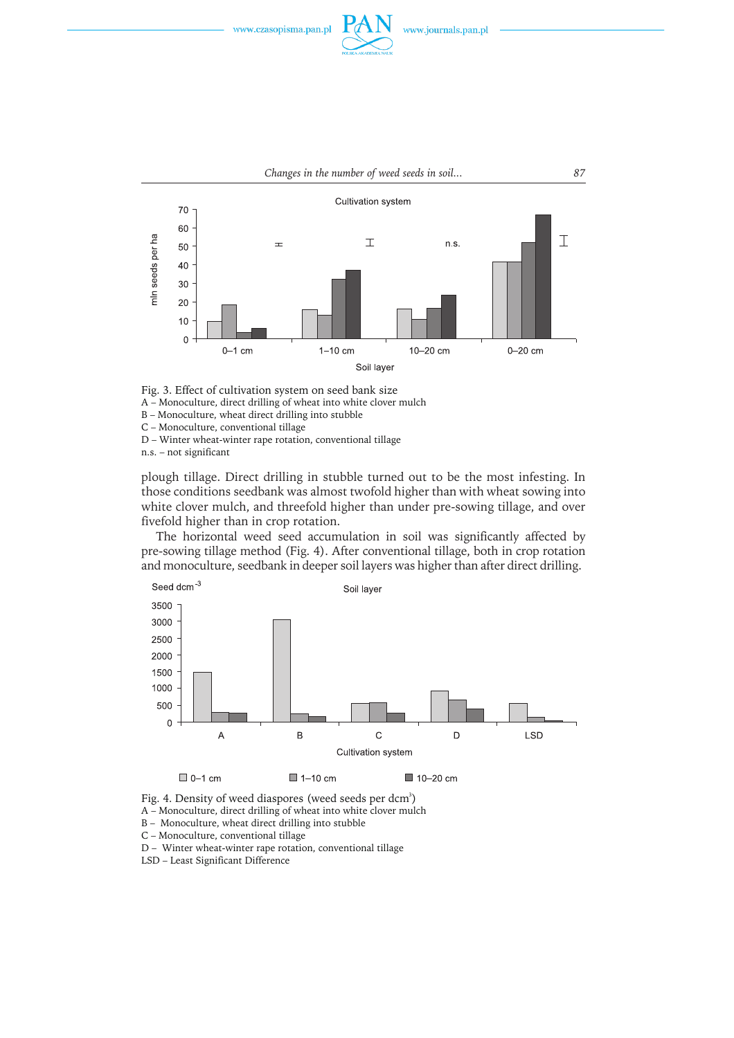Fig. 3. Effect of cultivation system on seed bank size
A – Monoculture, direct drilling of wheat into white clover mulch
B – Monoculture, wheat direct drilling into stubble
C – Monoculture, conventional tillage
D – Winter wheat-winter rape rotation, conventional tillage
n.s. – not significant

plough tillage. Direct drilling in stubble turned out to be the most infesting. In those conditions seedbank was almost twofold higher than with wheat sowing into white clover mulch, and threefold higher than under pre-sowing tillage, and over fivefold higher than in crop rotation.

The horizontal weed seed accumulation in soil was significantly affected by pre-sowing tillage method (Fig. 4). After conventional tillage, both in crop rotation and monoculture, seedbank in deeper soil layers was higher than after direct drilling.

Fig. 4. Density of weed diaspores (weed seeds per dcm$^3$)
A – Monoculture, direct drilling of wheat into white clover mulch
B – Monoculture, wheat direct drilling into stubble
C – Monoculture, conventional tillage
D – Winter wheat-winter rape rotation, conventional tillage
LSD – Least Significant Difference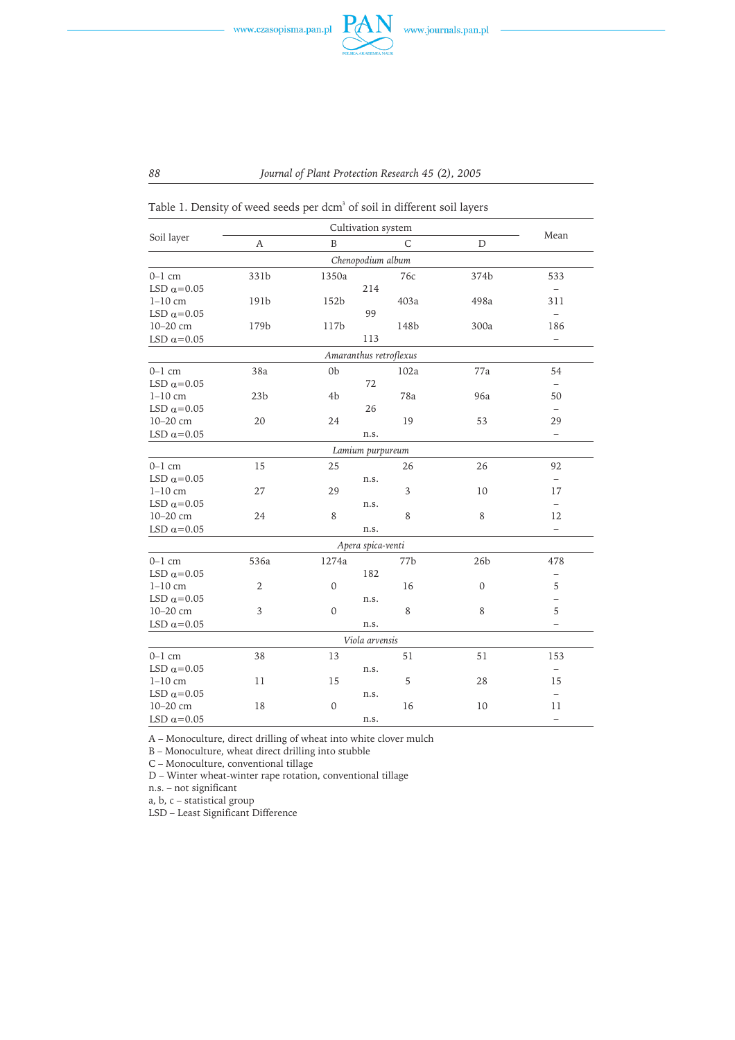Table 1. Density of weed seeds per dcm$^3$ of soil in different soil layers

| Soil layer | Cultivation system | | | | Mean |
|---|---|---|---|---|---|
| | A | B | C | D | |
| | | | *Chenopodium album* | | |
| 0–1 cm | 331b | 1350a | 76c | 374b | 533 |
| LSD α=0.05 | | 214 | | | – |
| 1–10 cm | 191b | 152b | 403a | 498a | 311 |
| LSD α=0.05 | | 99 | | | – |
| 10–20 cm | 179b | 117b | 148b | 300a | 186 |
| LSD α=0.05 | | 113 | | | – |
| | | | *Amaranthus retroflexus* | | |
| 0–1 cm | 38a | 0b | 102a | 77a | 54 |
| LSD α=0.05 | | 72 | | | – |
| 1–10 cm | 23b | 4b | 78a | 96a | 50 |
| LSD α=0.05 | | 26 | | | – |
| 10–20 cm | 20 | 24 | 19 | 53 | 29 |
| LSD α=0.05 | | n.s. | | | – |
| | | | *Lamium purpureum* | | |
| 0–1 cm | 15 | 25 | 26 | 26 | 92 |
| LSD α=0.05 | | n.s. | | | – |
| 1–10 cm | 27 | 29 | 3 | 10 | 17 |
| LSD α=0.05 | | n.s. | | | – |
| 10–20 cm | 24 | 8 | 8 | 8 | 12 |
| LSD α=0.05 | | n.s. | | | – |
| | | | *Apera spica-venti* | | |
| 0–1 cm | 536a | 1274a | 77b | 26b | 478 |
| LSD α=0.05 | | 182 | | | – |
| 1–10 cm | 2 | 0 | 16 | 0 | 5 |
| LSD α=0.05 | | n.s. | | | – |
| 10–20 cm | 3 | 0 | 8 | 8 | 5 |
| LSD α=0.05 | | n.s. | | | – |
| | | | *Viola arvensis* | | |
| 0–1 cm | 38 | 13 | 51 | 51 | 153 |
| LSD α=0.05 | | n.s. | | | – |
| 1–10 cm | 11 | 15 | 5 | 28 | 15 |
| LSD α=0.05 | | n.s. | | | – |
| 10–20 cm | 18 | 0 | 16 | 10 | 11 |
| LSD α=0.05 | | n.s. | | | – |

A – Monoculture, direct drilling of wheat into white clover mulch
B – Monoculture, wheat direct drilling into stubble
C – Monoculture, conventional tillage
D – Winter wheat-winter rape rotation, conventional tillage
n.s. – not significant
a, b, c – statistical group
LSD – Least Significant Difference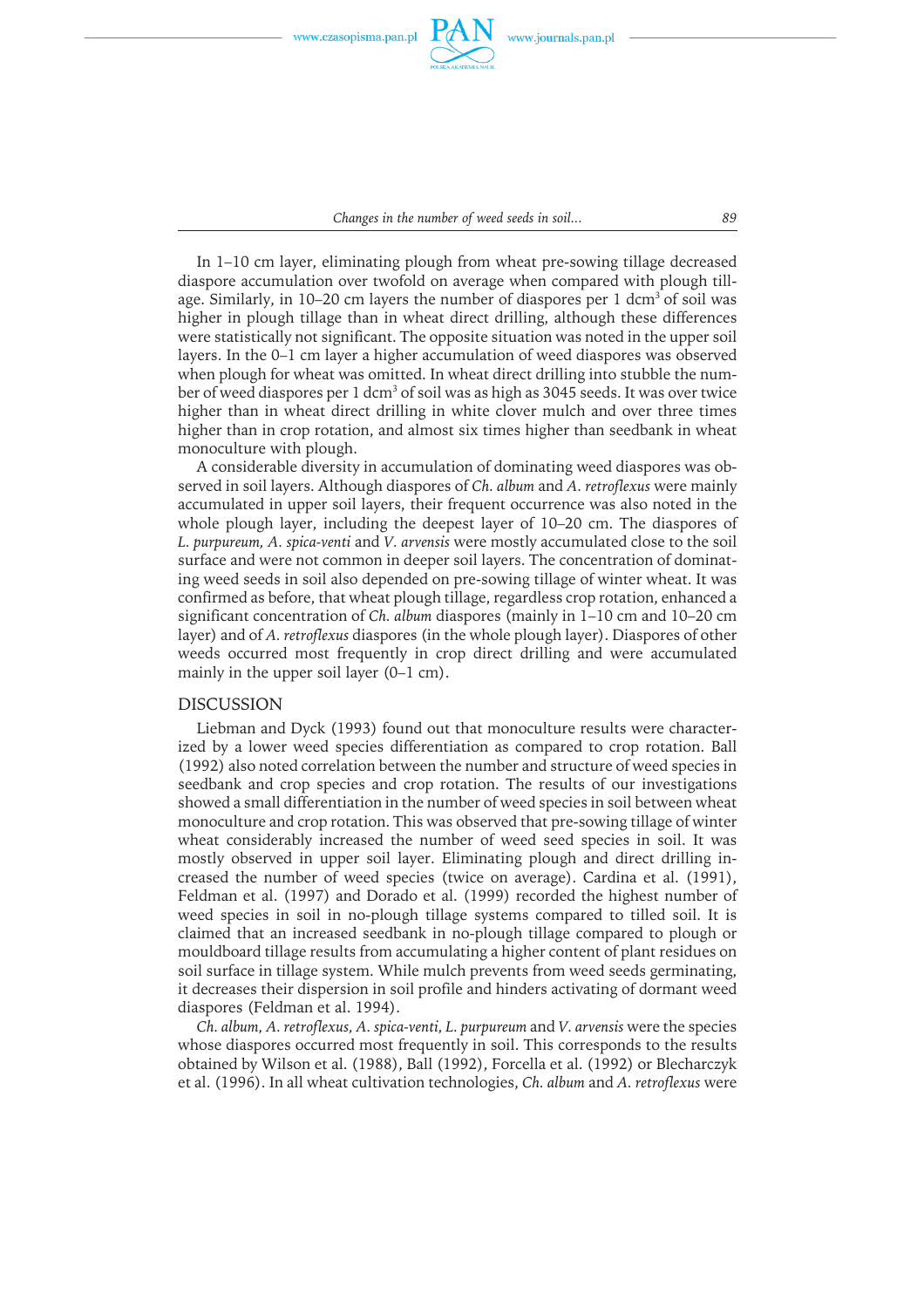In 1–10 cm layer, eliminating plough from wheat pre-sowing tillage decreased diaspore accumulation over twofold on average when compared with plough tillage. Similarly, in 10–20 cm layers the number of diaspores per 1 $dcm^3$ of soil was higher in plough tillage than in wheat direct drilling, although these differences were statistically not significant. The opposite situation was noted in the upper soil layers. In the 0–1 cm layer a higher accumulation of weed diaspores was observed when plough for wheat was omitted. In wheat direct drilling into stubble the number of weed diaspores per 1 $dcm^3$ of soil was as high as 3045 seeds. It was over twice higher than in wheat direct drilling in white clover mulch and over three times higher than in crop rotation, and almost six times higher than seedbank in wheat monoculture with plough.

A considerable diversity in accumulation of dominating weed diaspores was observed in soil layers. Although diaspores of *Ch. album* and *A. retroflexus* were mainly accumulated in upper soil layers, their frequent occurrence was also noted in the whole plough layer, including the deepest layer of 10–20 cm. The diaspores of *L. purpureum, A. spica-venti* and *V. arvensis* were mostly accumulated close to the soil surface and were not common in deeper soil layers. The concentration of dominating weed seeds in soil also depended on pre-sowing tillage of winter wheat. It was confirmed as before, that wheat plough tillage, regardless crop rotation, enhanced a significant concentration of *Ch. album* diaspores (mainly in 1–10 cm and 10–20 cm layer) and of *A. retroflexus* diaspores (in the whole plough layer). Diaspores of other weeds occurred most frequently in crop direct drilling and were accumulated mainly in the upper soil layer (0–1 cm).

## DISCUSSION

Liebman and Dyck (1993) found out that monoculture results were characterized by a lower weed species differentiation as compared to crop rotation. Ball (1992) also noted correlation between the number and structure of weed species in seedbank and crop species and crop rotation. The results of our investigations showed a small differentiation in the number of weed species in soil between wheat monoculture and crop rotation. This was observed that pre-sowing tillage of winter wheat considerably increased the number of weed seed species in soil. It was mostly observed in upper soil layer. Eliminating plough and direct drilling increased the number of weed species (twice on average). Cardina et al. (1991), Feldman et al. (1997) and Dorado et al. (1999) recorded the highest number of weed species in soil in no-plough tillage systems compared to tilled soil. It is claimed that an increased seedbank in no-plough tillage compared to plough or mouldboard tillage results from accumulating a higher content of plant residues on soil surface in tillage system. While mulch prevents from weed seeds germinating, it decreases their dispersion in soil profile and hinders activating of dormant weed diaspores (Feldman et al. 1994).

*Ch. album, A. retroflexus, A. spica-venti, L. purpureum* and *V. arvensis* were the species whose diaspores occurred most frequently in soil. This corresponds to the results obtained by Wilson et al. (1988), Ball (1992), Forcella et al. (1992) or Blecharczyk et al. (1996). In all wheat cultivation technologies, *Ch. album* and *A. retroflexus* were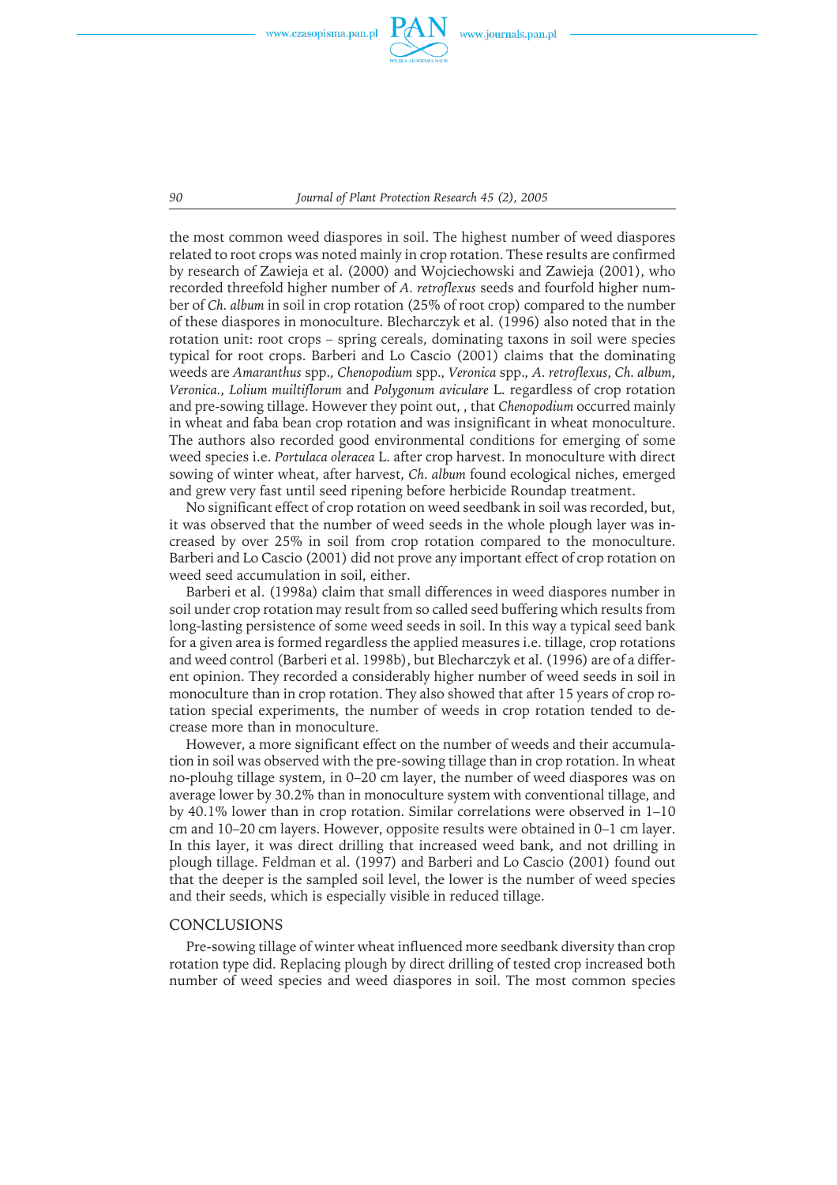the most common weed diaspores in soil. The highest number of weed diaspores related to root crops was noted mainly in crop rotation. These results are confirmed by research of Zawieja et al. (2000) and Wojciechowski and Zawieja (2001), who recorded threefold higher number of *A. retroflexus* seeds and fourfold higher number of *Ch. album* in soil in crop rotation (25% of root crop) compared to the number of these diaspores in monoculture. Blecharczyk et al. (1996) also noted that in the rotation unit: root crops – spring cereals, dominating taxons in soil were species typical for root crops. Barberi and Lo Cascio (2001) claims that the dominating weeds are *Amaranthus* spp., *Chenopodium* spp., *Veronica* spp., *A. retroflexus*, *Ch. album*, *Veronica.*, *Lolium muiltiflorum* and *Polygonum aviculare* L. regardless of crop rotation and pre-sowing tillage. However they point out, , that *Chenopodium* occurred mainly in wheat and faba bean crop rotation and was insignificant in wheat monoculture. The authors also recorded good environmental conditions for emerging of some weed species i.e. *Portulaca oleracea* L. after crop harvest. In monoculture with direct sowing of winter wheat, after harvest, *Ch. album* found ecological niches, emerged and grew very fast until seed ripening before herbicide Roundap treatment.

No significant effect of crop rotation on weed seedbank in soil was recorded, but, it was observed that the number of weed seeds in the whole plough layer was increased by over 25% in soil from crop rotation compared to the monoculture. Barberi and Lo Cascio (2001) did not prove any important effect of crop rotation on weed seed accumulation in soil, either.

Barberi et al. (1998a) claim that small differences in weed diaspores number in soil under crop rotation may result from so called seed buffering which results from long-lasting persistence of some weed seeds in soil. In this way a typical seed bank for a given area is formed regardless the applied measures i.e. tillage, crop rotations and weed control (Barberi et al. 1998b), but Blecharczyk et al. (1996) are of a different opinion. They recorded a considerably higher number of weed seeds in soil in monoculture than in crop rotation. They also showed that after 15 years of crop rotation special experiments, the number of weeds in crop rotation tended to decrease more than in monoculture.

However, a more significant effect on the number of weeds and their accumulation in soil was observed with the pre-sowing tillage than in crop rotation. In wheat no-plouhg tillage system, in 0–20 cm layer, the number of weed diaspores was on average lower by 30.2% than in monoculture system with conventional tillage, and by 40.1% lower than in crop rotation. Similar correlations were observed in 1–10 cm and 10–20 cm layers. However, opposite results were obtained in 0–1 cm layer. In this layer, it was direct drilling that increased weed bank, and not drilling in plough tillage. Feldman et al. (1997) and Barberi and Lo Cascio (2001) found out that the deeper is the sampled soil level, the lower is the number of weed species and their seeds, which is especially visible in reduced tillage.

## CONCLUSIONS

Pre-sowing tillage of winter wheat influenced more seedbank diversity than crop rotation type did. Replacing plough by direct drilling of tested crop increased both number of weed species and weed diaspores in soil. The most common species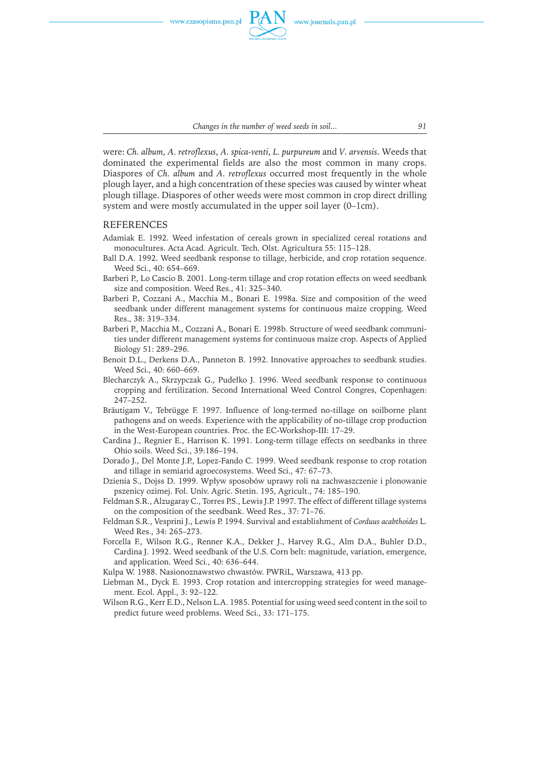were: *Ch. album*, *A. retroflexus*, *A. spica-venti*, *L. purpureum* and *V. arvensis*. Weeds that dominated the experimental fields are also the most common in many crops. Diaspores of *Ch. album* and *A. retroflexus* occurred most frequently in the whole plough layer, and a high concentration of these species was caused by winter wheat plough tillage. Diaspores of other weeds were most common in crop direct drilling system and were mostly accumulated in the upper soil layer (0–1cm).

## REFERENCES

Adamiak E. 1992. Weed infestation of cereals grown in specialized cereal rotations and monocultures. Acta Acad. Agricult. Tech. Olst. Agricultura 55: 115–128.

Ball D.A. 1992. Weed seedbank response to tillage, herbicide, and crop rotation sequence. Weed Sci., 40: 654–669.

Barberi P., Lo Cascio B. 2001. Long-term tillage and crop rotation effects on weed seedbank size and composition. Weed Res., 41: 325–340.

Barberi P., Cozzani A., Macchia M., Bonari E. 1998a. Size and composition of the weed seedbank under different management systems for continuous maize cropping. Weed Res., 38: 319–334.

Barberi P., Macchia M., Cozzani A., Bonari E. 1998b. Structure of weed seedbank communities under different management systems for continuous maize crop. Aspects of Applied Biology 51: 289–296.

Benoit D.L., Derkens D.A., Panneton B. 1992. Innovative approaches to seedbank studies. Weed Sci., 40: 660–669.

Blecharczyk A., Skrzypczak G., Pudełko J. 1996. Weed seedbank response to continuous cropping and fertilization. Second International Weed Control Congres, Copenhagen: 247–252.

Bräutigam V., Tebrügge F. 1997. Influence of long-termed no-tillage on soilborne plant pathogens and on weeds. Experience with the applicability of no-tillage crop production in the West-European countries. Proc. the EC-Workshop-III: 17–29.

Cardina J., Regnier E., Harrison K. 1991. Long-term tillage effects on seedbanks in three Ohio soils. Weed Sci., 39:186–194.

Dorado J., Del Monte J.P., Lopez-Fando C. 1999. Weed seedbank response to crop rotation and tillage in semiarid agroecosystems. Weed Sci., 47: 67–73.

Dzienia S., Dojss D. 1999. Wpływ sposobów uprawy roli na zachwaszczenie i plonowanie pszenicy ozimej. Fol. Univ. Agric. Stetin. 195, Agricult., 74: 185–190.

Feldman S.R., Alzugaray C., Torres P.S., Lewis J.P. 1997. The effect of different tillage systems on the composition of the seedbank. Weed Res., 37: 71–76.

Feldman S.R., Vesprini J., Lewis P. 1994. Survival and establishment of *Corduus acabthoides* L. Weed Res., 34: 265–273.

Forcella F., Wilson R.G., Renner K.A., Dekker J., Harvey R.G., Alm D.A., Buhler D.D., Cardina J. 1992. Weed seedbank of the U.S. Corn belt: magnitude, variation, emergence, and application. Weed Sci., 40: 636–644.

Kulpa W. 1988. Nasionoznawstwo chwastów. PWRiL, Warszawa, 413 pp.

Liebman M., Dyck E. 1993. Crop rotation and intercropping strategies for weed management. Ecol. Appl., 3: 92–122.

Wilson R.G., Kerr E.D., Nelson L.A. 1985. Potential for using weed seed content in the soil to predict future weed problems. Weed Sci., 33: 171–175.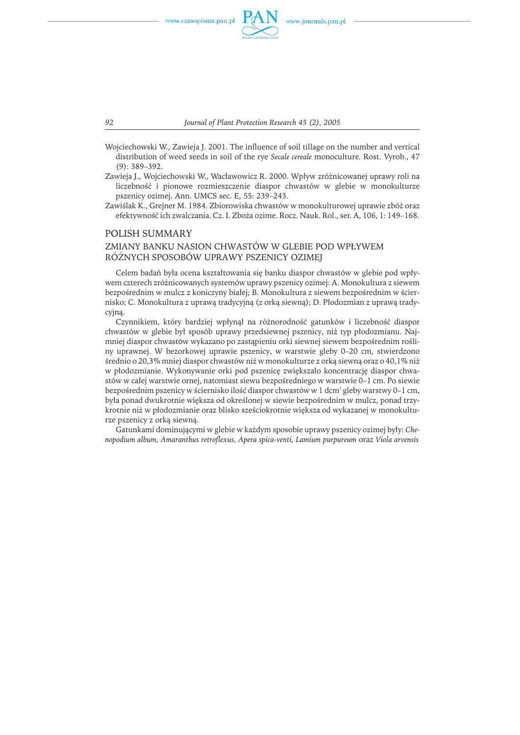Wojciechowski W., Zawieja J. 2001. The influence of soil tillage on the number and vertical distribution of weed seeds in soil of the rye *Secale cereale* monoculture. Rost. Vyrob., 47 (9): 389–392.

Zawieja J., Wojciechowski W., Wacławowicz R. 2000. Wpływ zróżnicowanej uprawy roli na liczebność i pionowe rozmieszczenie diaspor chwastów w glebie w monokulturze pszenicy ozimej. Ann. UMCS sec. E, 55: 239–243.

Zawiślak K., Grejner M. 1984. Zbiorowiska chwastów w monokulturowej uprawie zbóż oraz efektywność ich zwalczania. Cz. I. Zboża ozime. Rocz. Nauk. Rol., ser. A, 106, 1: 149–168.

## POLISH SUMMARY

## ZMIANY BANKU NASION CHWASTÓW W GLEBIE POD WPŁYWEM RÓŻNYCH SPOSOBÓW UPRAWY PSZENICY OZIMEJ

Celem badań była ocena kształtowania się banku diaspor chwastów w glebie pod wpływem czterech zróżnicowanych systemów uprawy pszenicy ozimej: A. Monokultura z siewem bezpośrednim w mulcz z koniczyny białej; B. Monokultura z siewem bezpośrednim w ściernisko; C. Monokultura z uprawą tradycyjną (z orką siewną); D. Płodozmian z uprawą tradycyjną.

Czynnikiem, który bardziej wpłynął na różnorodność gatunków i liczebność diaspor chwastów w glebie był sposób uprawy przedsiewnej pszenicy, niż typ płodozmianu. Najmniej diaspor chwastów wykazano po zastąpieniu orki siewnej siewem bezpośrednim rośliny uprawnej. W bezorkowej uprawie pszenicy, w warstwie gleby 0–20 cm, stwierdzono średnio o 20,3% mniej diaspor chwastów niż w monokulturze z orką siewną oraz o 40,1% niż w płodozmianie. Wykonywanie orki pod pszenicę zwiększało koncentrację diaspor chwastów w całej warstwie ornej, natomiast siewu bezpośredniego w warstwie 0–1 cm. Po siewie bezpośrednim pszenicy w ściernisko ilość diaspor chwastów w 1 $dcm^3$ gleby warstwy 0–1 cm, była ponad dwukrotnie większa od określonej w siewie bezpośrednim w mulcz, ponad trzykrotnie niż w płodozmianie oraz blisko sześciokrotnie większa od wykazanej w monokulturze pszenicy z orką siewną.

Gatunkami dominującymi w glebie w każdym sposobie uprawy pszenicy ozimej były: *Chenopodium album, Amaranthus retroflexus, Apera spica-venti, Lamium purpureum* oraz *Viola arvensis*